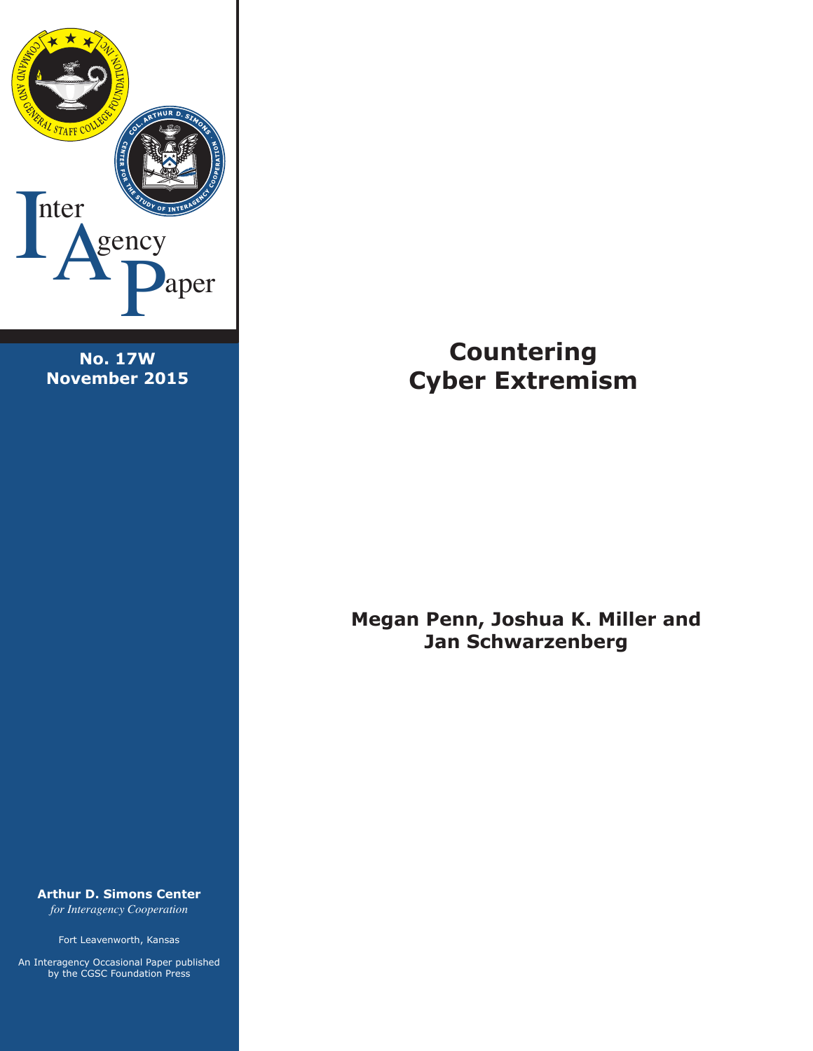InterAgency Paper

**No. 17W**
**November 2015**

# Countering Cyber Extremism

**Megan Penn, Joshua K. Miller and Jan Schwarzenberg**

**Arthur D. Simons Center**
*for Interagency Cooperation*

Fort Leavenworth, Kansas

An Interagency Occasional Paper published by the CGSC Foundation Press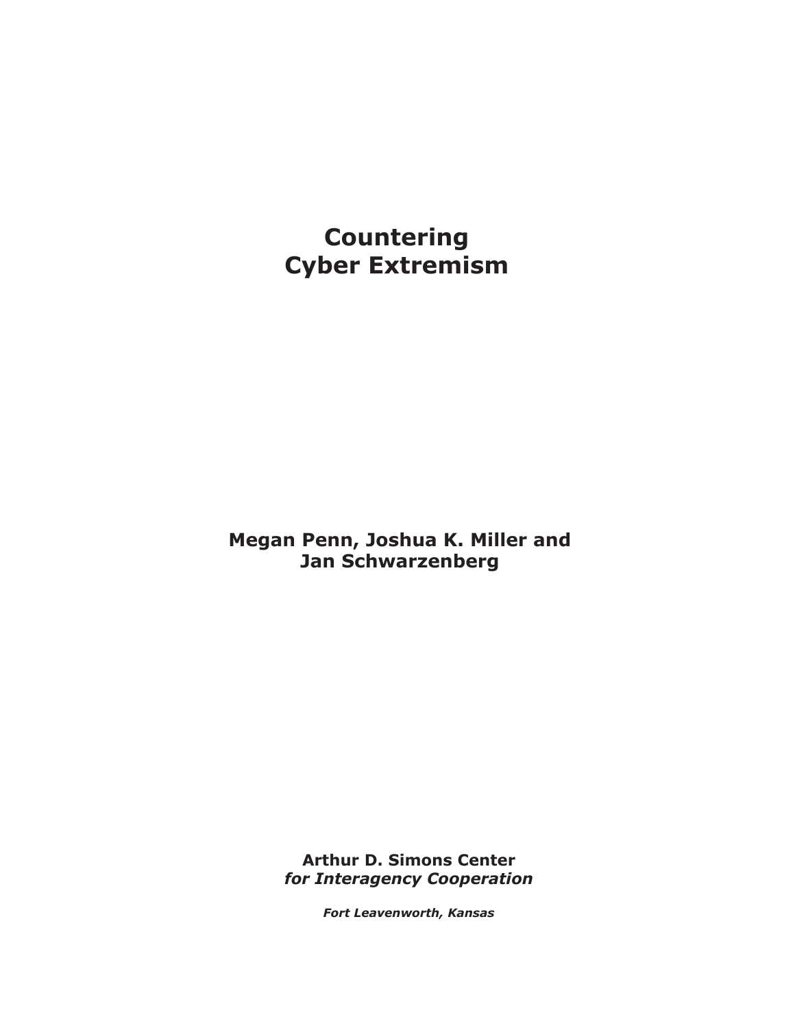# Countering Cyber Extremism

**Megan Penn, Joshua K. Miller and Jan Schwarzenberg**

**Arthur D. Simons Center**
***for Interagency Cooperation***

***Fort Leavenworth, Kansas***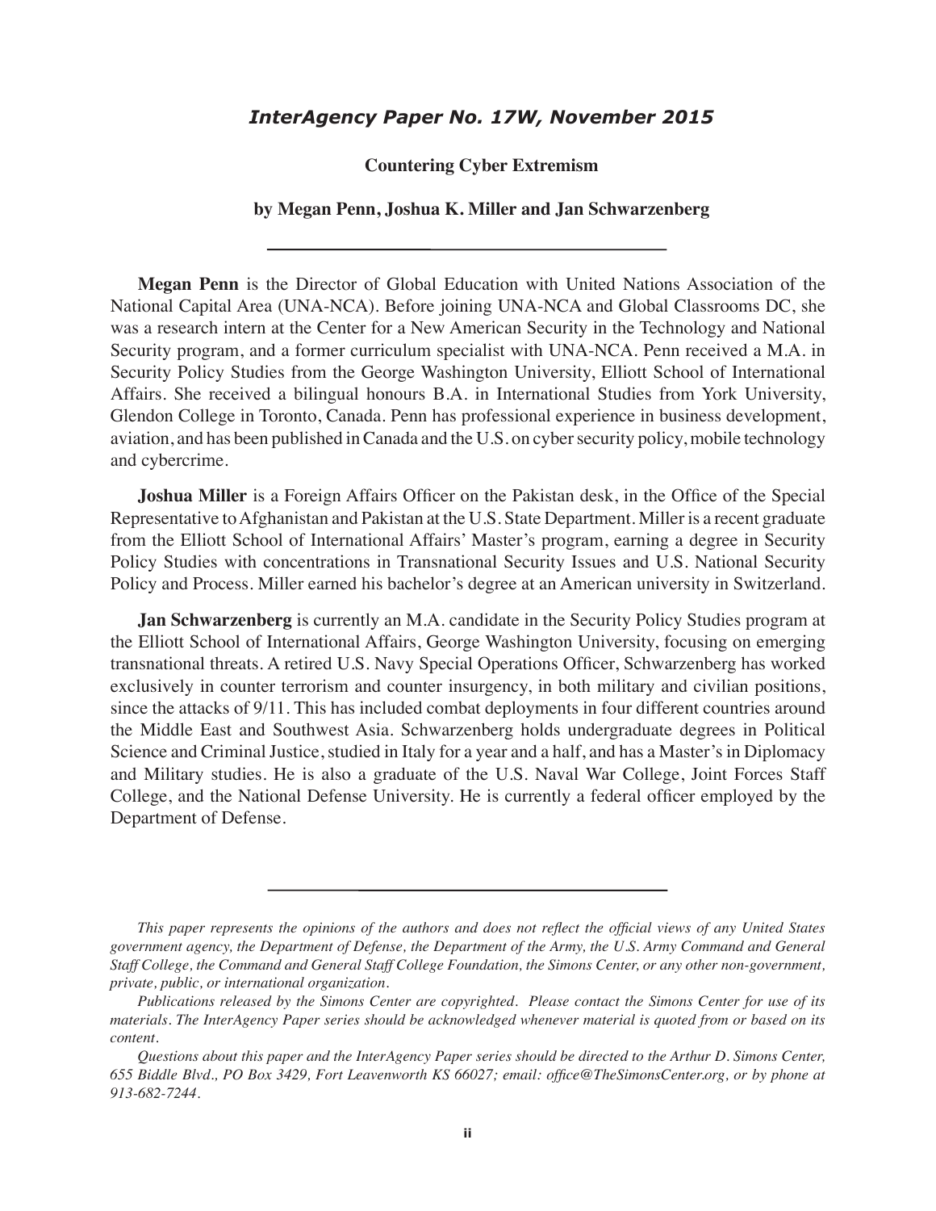## *InterAgency Paper No. 17W, November 2015*

**Countering Cyber Extremism**

**by Megan Penn, Joshua K. Miller and Jan Schwarzenberg**

---

**Megan Penn** is the Director of Global Education with United Nations Association of the National Capital Area (UNA-NCA). Before joining UNA-NCA and Global Classrooms DC, she was a research intern at the Center for a New American Security in the Technology and National Security program, and a former curriculum specialist with UNA-NCA. Penn received a M.A. in Security Policy Studies from the George Washington University, Elliott School of International Affairs. She received a bilingual honours B.A. in International Studies from York University, Glendon College in Toronto, Canada. Penn has professional experience in business development, aviation, and has been published in Canada and the U.S. on cyber security policy, mobile technology and cybercrime.

**Joshua Miller** is a Foreign Affairs Officer on the Pakistan desk, in the Office of the Special Representative to Afghanistan and Pakistan at the U.S. State Department. Miller is a recent graduate from the Elliott School of International Affairs' Master's program, earning a degree in Security Policy Studies with concentrations in Transnational Security Issues and U.S. National Security Policy and Process. Miller earned his bachelor's degree at an American university in Switzerland.

**Jan Schwarzenberg** is currently an M.A. candidate in the Security Policy Studies program at the Elliott School of International Affairs, George Washington University, focusing on emerging transnational threats. A retired U.S. Navy Special Operations Officer, Schwarzenberg has worked exclusively in counter terrorism and counter insurgency, in both military and civilian positions, since the attacks of 9/11. This has included combat deployments in four different countries around the Middle East and Southwest Asia. Schwarzenberg holds undergraduate degrees in Political Science and Criminal Justice, studied in Italy for a year and a half, and has a Master's in Diplomacy and Military studies. He is also a graduate of the U.S. Naval War College, Joint Forces Staff College, and the National Defense University. He is currently a federal officer employed by the Department of Defense.

---

*This paper represents the opinions of the authors and does not reflect the official views of any United States government agency, the Department of Defense, the Department of the Army, the U.S. Army Command and General Staff College, the Command and General Staff College Foundation, the Simons Center, or any other non-government, private, public, or international organization.*

*Publications released by the Simons Center are copyrighted. Please contact the Simons Center for use of its materials. The InterAgency Paper series should be acknowledged whenever material is quoted from or based on its content.*

*Questions about this paper and the InterAgency Paper series should be directed to the Arthur D. Simons Center, 655 Biddle Blvd., PO Box 3429, Fort Leavenworth KS 66027; email: office@TheSimonsCenter.org, or by phone at 913-682-7244.*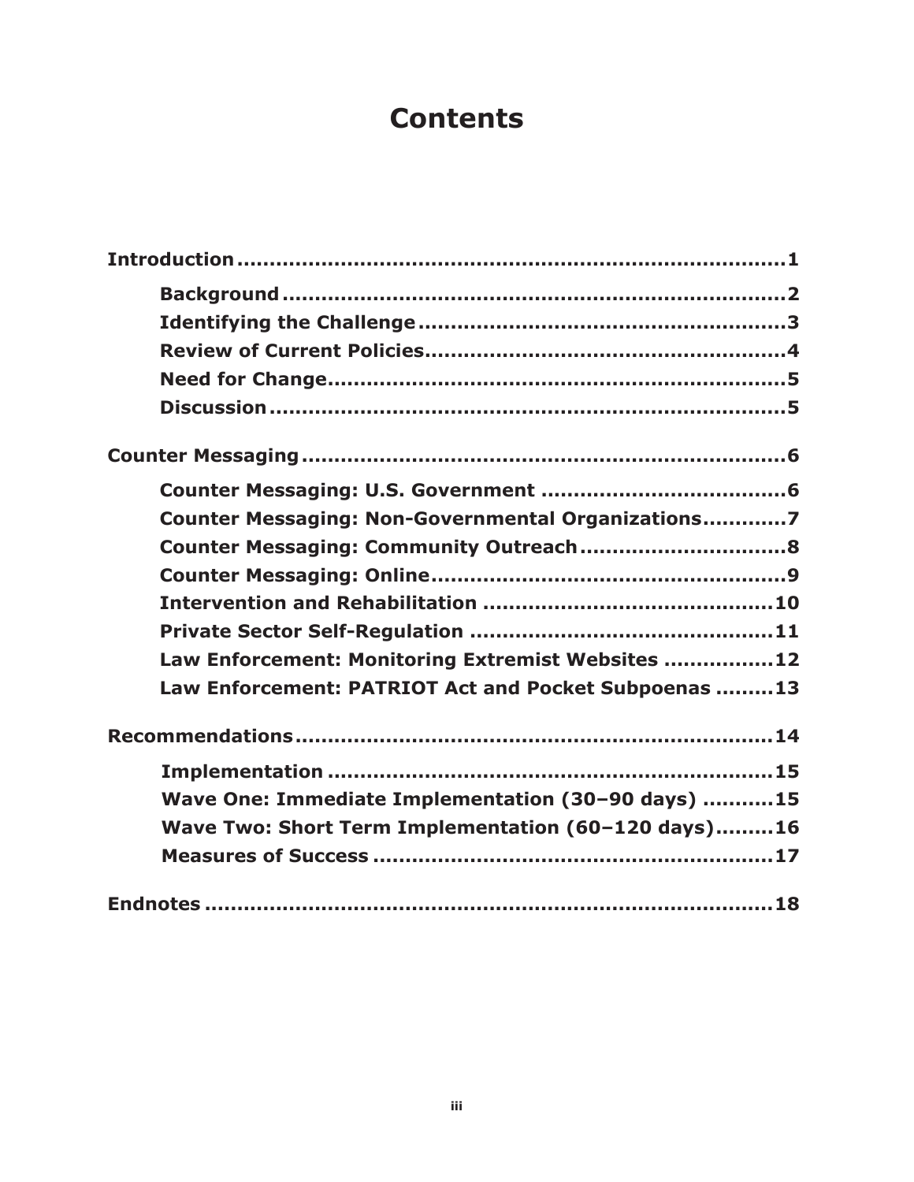# Contents

**Introduction**...........................................................................1

- **Background**...........................................................................2
- **Identifying the Challenge**.........................................................3
- **Review of Current Policies**........................................................4
- **Need for Change**.....................................................................5
- **Discussion**..............................................................................5

**Counter Messaging**....................................................................6

- **Counter Messaging: U.S. Government**.......................................6
- **Counter Messaging: Non-Governmental Organizations**.................7
- **Counter Messaging: Community Outreach**...................................8
- **Counter Messaging: Online**.......................................................9
- **Intervention and Rehabilitation**...............................................10
- **Private Sector Self-Regulation**.................................................11
- **Law Enforcement: Monitoring Extremist Websites**.......................12
- **Law Enforcement: PATRIOT Act and Pocket Subpoenas**.................13

**Recommendations**....................................................................14

- **Implementation**......................................................................15
- **Wave One: Immediate Implementation (30–90 days)**....................15
- **Wave Two: Short Term Implementation (60–120 days)**..................16
- **Measures of Success**...............................................................17

**Endnotes**.................................................................................18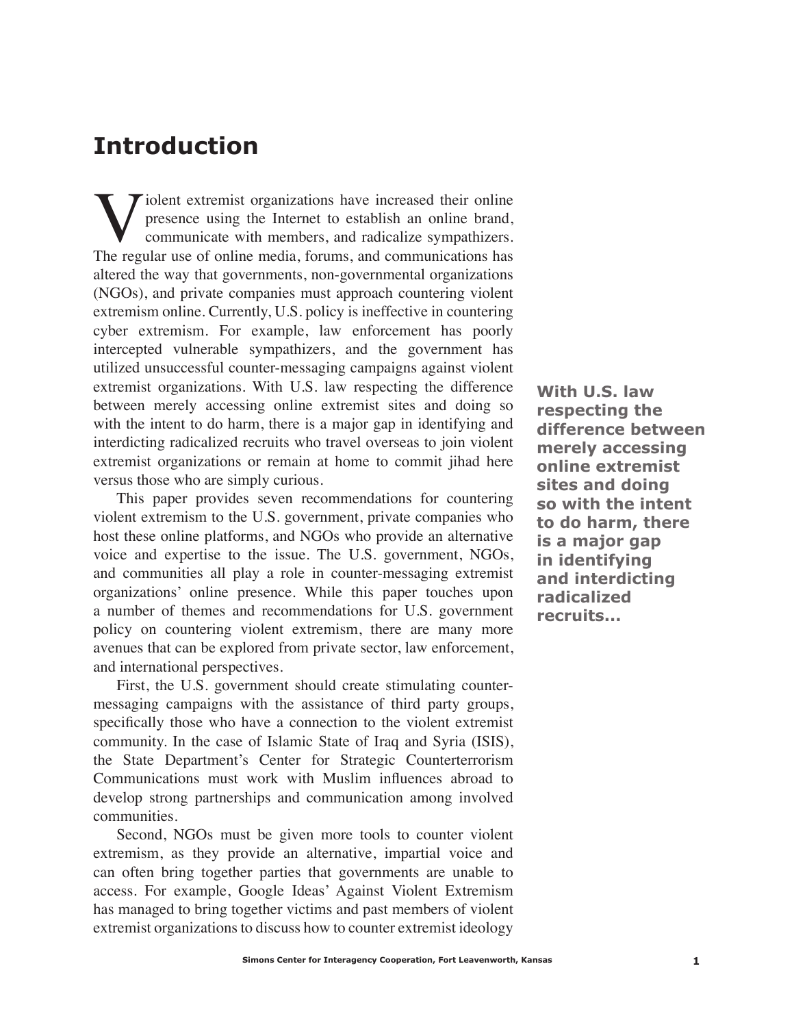# Introduction

Violent extremist organizations have increased their online presence using the Internet to establish an online brand, communicate with members, and radicalize sympathizers. The regular use of online media, forums, and communications has altered the way that governments, non-governmental organizations (NGOs), and private companies must approach countering violent extremism online. Currently, U.S. policy is ineffective in countering cyber extremism. For example, law enforcement has poorly intercepted vulnerable sympathizers, and the government has utilized unsuccessful counter-messaging campaigns against violent extremist organizations. With U.S. law respecting the difference between merely accessing online extremist sites and doing so with the intent to do harm, there is a major gap in identifying and interdicting radicalized recruits who travel overseas to join violent extremist organizations or remain at home to commit jihad here versus those who are simply curious.

**With U.S. law respecting the difference between merely accessing online extremist sites and doing so with the intent to do harm, there is a major gap in identifying and interdicting radicalized recruits...**

This paper provides seven recommendations for countering violent extremism to the U.S. government, private companies who host these online platforms, and NGOs who provide an alternative voice and expertise to the issue. The U.S. government, NGOs, and communities all play a role in counter-messaging extremist organizations' online presence. While this paper touches upon a number of themes and recommendations for U.S. government policy on countering violent extremism, there are many more avenues that can be explored from private sector, law enforcement, and international perspectives.

First, the U.S. government should create stimulating counter-messaging campaigns with the assistance of third party groups, specifically those who have a connection to the violent extremist community. In the case of Islamic State of Iraq and Syria (ISIS), the State Department's Center for Strategic Counterterrorism Communications must work with Muslim influences abroad to develop strong partnerships and communication among involved communities.

Second, NGOs must be given more tools to counter violent extremism, as they provide an alternative, impartial voice and can often bring together parties that governments are unable to access. For example, Google Ideas' Against Violent Extremism has managed to bring together victims and past members of violent extremist organizations to discuss how to counter extremist ideology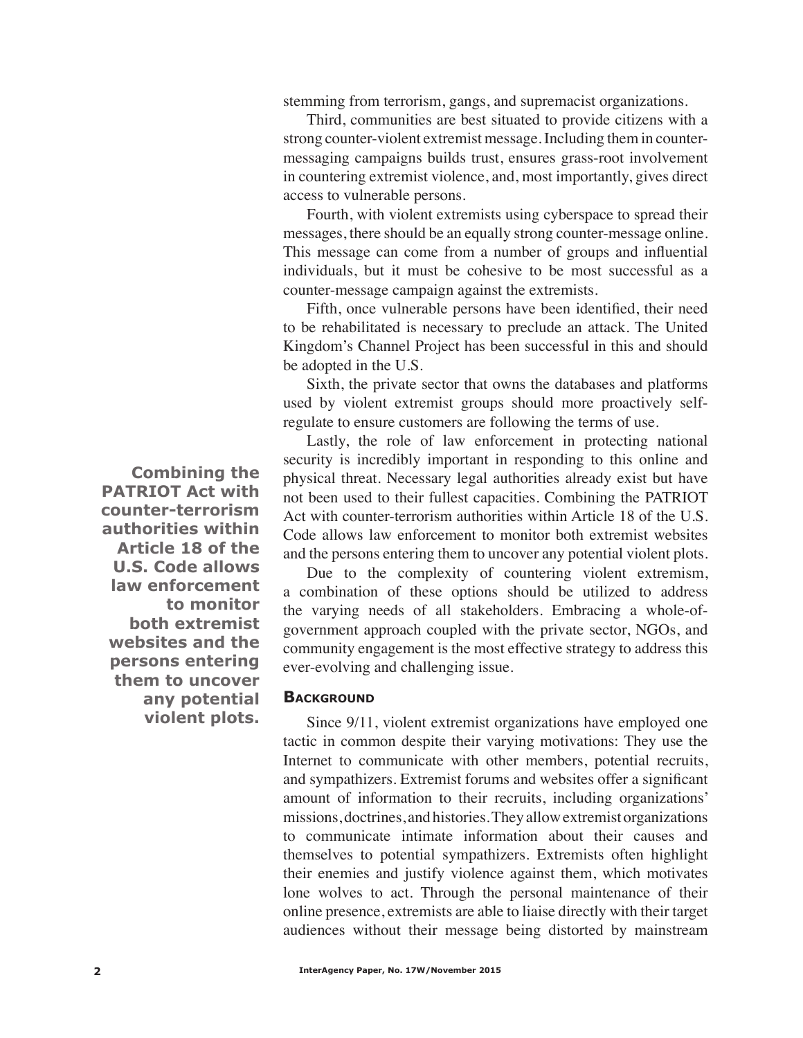stemming from terrorism, gangs, and supremacist organizations.

Third, communities are best situated to provide citizens with a strong counter-violent extremist message. Including them in counter-messaging campaigns builds trust, ensures grass-root involvement in countering extremist violence, and, most importantly, gives direct access to vulnerable persons.

Fourth, with violent extremists using cyberspace to spread their messages, there should be an equally strong counter-message online. This message can come from a number of groups and influential individuals, but it must be cohesive to be most successful as a counter-message campaign against the extremists.

Fifth, once vulnerable persons have been identified, their need to be rehabilitated is necessary to preclude an attack. The United Kingdom's Channel Project has been successful in this and should be adopted in the U.S.

Sixth, the private sector that owns the databases and platforms used by violent extremist groups should more proactively self-regulate to ensure customers are following the terms of use.

Lastly, the role of law enforcement in protecting national security is incredibly important in responding to this online and physical threat. Necessary legal authorities already exist but have not been used to their fullest capacities. Combining the PATRIOT Act with counter-terrorism authorities within Article 18 of the U.S. Code allows law enforcement to monitor both extremist websites and the persons entering them to uncover any potential violent plots.

**Combining the PATRIOT Act with counter-terrorism authorities within Article 18 of the U.S. Code allows law enforcement to monitor both extremist websites and the persons entering them to uncover any potential violent plots.**

Due to the complexity of countering violent extremism, a combination of these options should be utilized to address the varying needs of all stakeholders. Embracing a whole-of-government approach coupled with the private sector, NGOs, and community engagement is the most effective strategy to address this ever-evolving and challenging issue.

## Background

Since 9/11, violent extremist organizations have employed one tactic in common despite their varying motivations: They use the Internet to communicate with other members, potential recruits, and sympathizers. Extremist forums and websites offer a significant amount of information to their recruits, including organizations' missions, doctrines, and histories. They allow extremist organizations to communicate intimate information about their causes and themselves to potential sympathizers. Extremists often highlight their enemies and justify violence against them, which motivates lone wolves to act. Through the personal maintenance of their online presence, extremists are able to liaise directly with their target audiences without their message being distorted by mainstream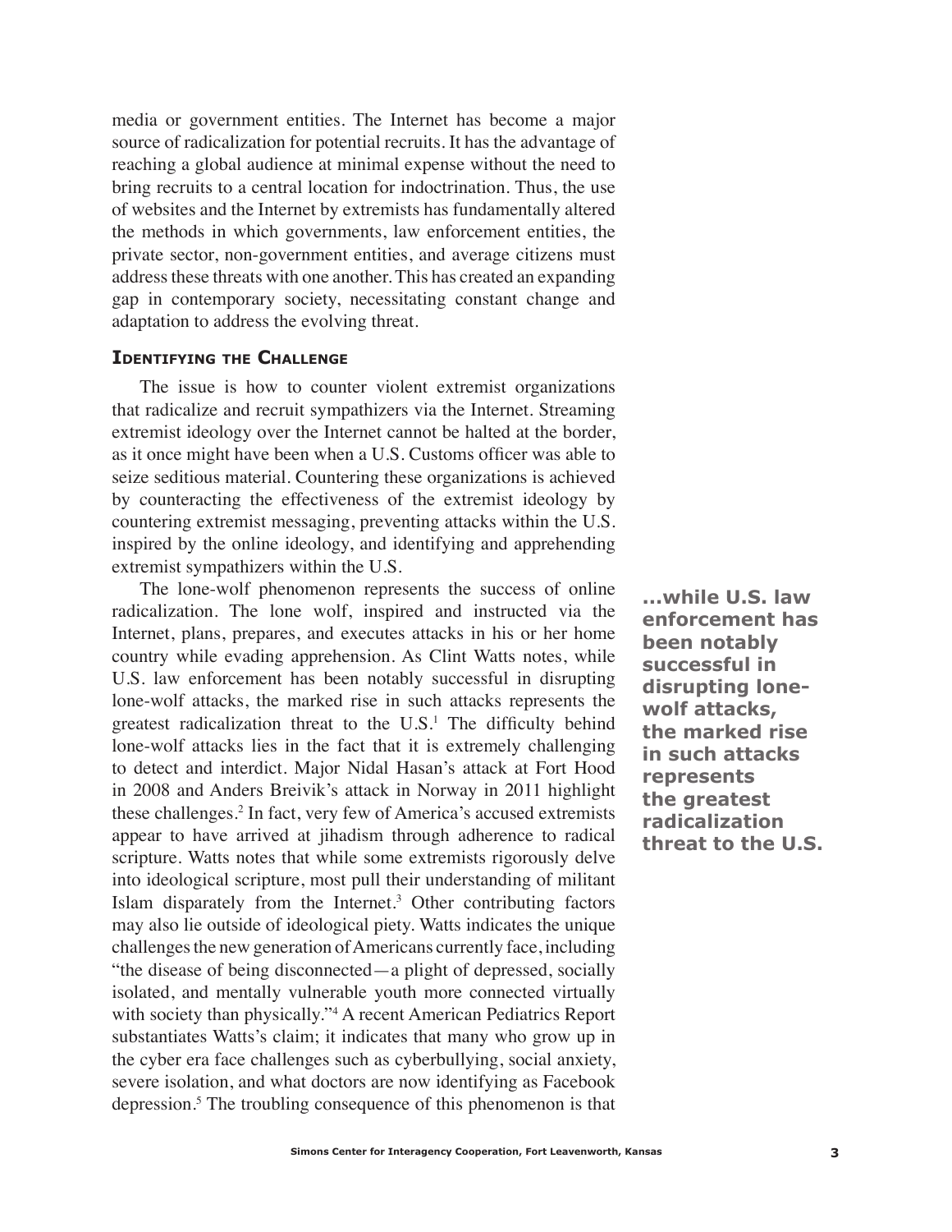media or government entities. The Internet has become a major source of radicalization for potential recruits. It has the advantage of reaching a global audience at minimal expense without the need to bring recruits to a central location for indoctrination. Thus, the use of websites and the Internet by extremists has fundamentally altered the methods in which governments, law enforcement entities, the private sector, non-government entities, and average citizens must address these threats with one another. This has created an expanding gap in contemporary society, necessitating constant change and adaptation to address the evolving threat.

## Identifying the Challenge

The issue is how to counter violent extremist organizations that radicalize and recruit sympathizers via the Internet. Streaming extremist ideology over the Internet cannot be halted at the border, as it once might have been when a U.S. Customs officer was able to seize seditious material. Countering these organizations is achieved by counteracting the effectiveness of the extremist ideology by countering extremist messaging, preventing attacks within the U.S. inspired by the online ideology, and identifying and apprehending extremist sympathizers within the U.S.

The lone-wolf phenomenon represents the success of online radicalization. The lone wolf, inspired and instructed via the Internet, plans, prepares, and executes attacks in his or her home country while evading apprehension. As Clint Watts notes, while U.S. law enforcement has been notably successful in disrupting lone-wolf attacks, the marked rise in such attacks represents the greatest radicalization threat to the U.S.[1] The difficulty behind lone-wolf attacks lies in the fact that it is extremely challenging to detect and interdict. Major Nidal Hasan's attack at Fort Hood in 2008 and Anders Breivik's attack in Norway in 2011 highlight these challenges.[2] In fact, very few of America's accused extremists appear to have arrived at jihadism through adherence to radical scripture. Watts notes that while some extremists rigorously delve into ideological scripture, most pull their understanding of militant Islam disparately from the Internet.[3] Other contributing factors may also lie outside of ideological piety. Watts indicates the unique challenges the new generation of Americans currently face, including "the disease of being disconnected—a plight of depressed, socially isolated, and mentally vulnerable youth more connected virtually with society than physically."[4] A recent American Pediatrics Report substantiates Watts's claim; it indicates that many who grow up in the cyber era face challenges such as cyberbullying, social anxiety, severe isolation, and what doctors are now identifying as Facebook depression.[5] The troubling consequence of this phenomenon is that

**...while U.S. law enforcement has been notably successful in disrupting lone-wolf attacks, the marked rise in such attacks represents the greatest radicalization threat to the U.S.**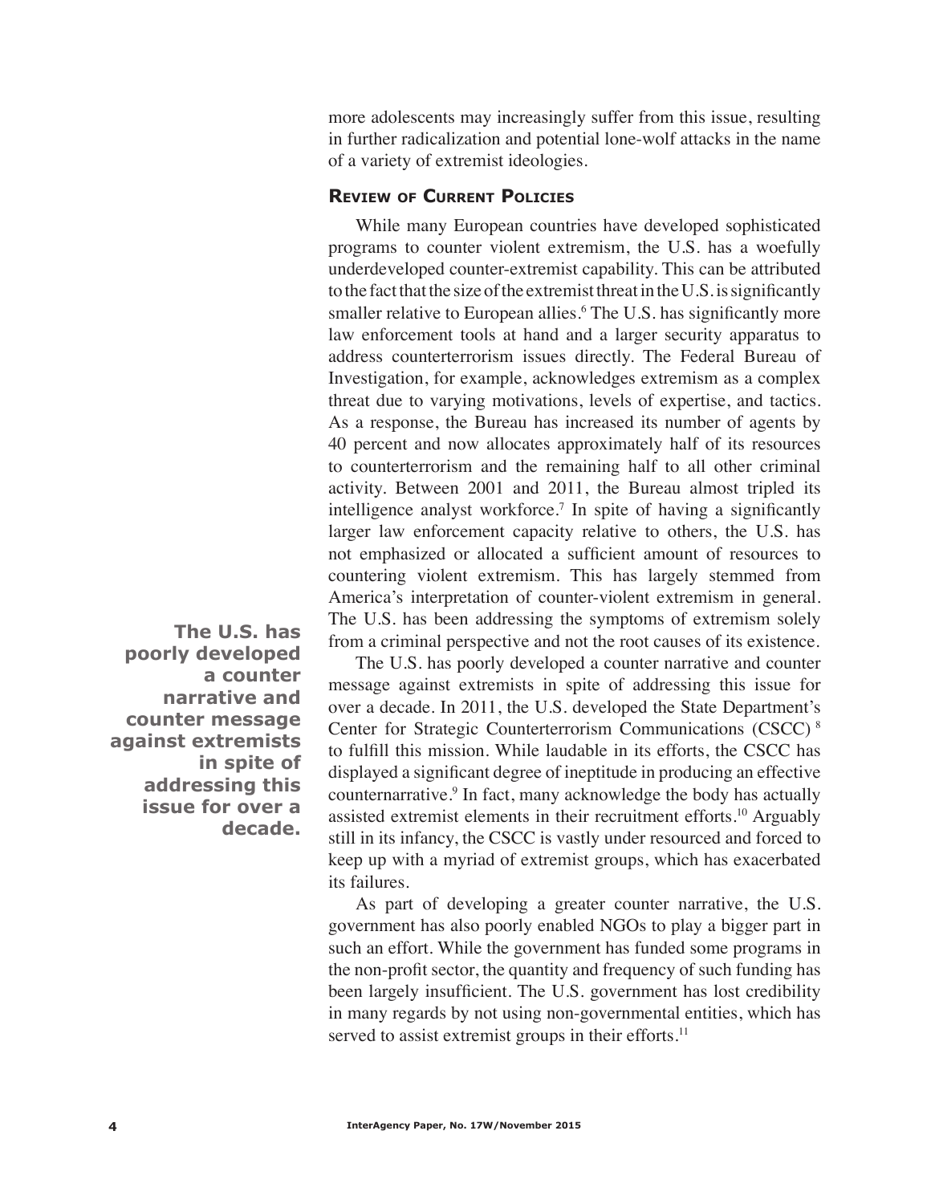more adolescents may increasingly suffer from this issue, resulting in further radicalization and potential lone-wolf attacks in the name of a variety of extremist ideologies.

## Review of Current Policies

While many European countries have developed sophisticated programs to counter violent extremism, the U.S. has a woefully underdeveloped counter-extremist capability. This can be attributed to the fact that the size of the extremist threat in the U.S. is significantly smaller relative to European allies.[6] The U.S. has significantly more law enforcement tools at hand and a larger security apparatus to address counterterrorism issues directly. The Federal Bureau of Investigation, for example, acknowledges extremism as a complex threat due to varying motivations, levels of expertise, and tactics. As a response, the Bureau has increased its number of agents by 40 percent and now allocates approximately half of its resources to counterterrorism and the remaining half to all other criminal activity. Between 2001 and 2011, the Bureau almost tripled its intelligence analyst workforce.[7] In spite of having a significantly larger law enforcement capacity relative to others, the U.S. has not emphasized or allocated a sufficient amount of resources to countering violent extremism. This has largely stemmed from America's interpretation of counter-violent extremism in general. The U.S. has been addressing the symptoms of extremism solely from a criminal perspective and not the root causes of its existence.

**The U.S. has poorly developed a counter narrative and counter message against extremists in spite of addressing this issue for over a decade.**

The U.S. has poorly developed a counter narrative and counter message against extremists in spite of addressing this issue for over a decade. In 2011, the U.S. developed the State Department's Center for Strategic Counterterrorism Communications (CSCC)[8] to fulfill this mission. While laudable in its efforts, the CSCC has displayed a significant degree of ineptitude in producing an effective counternarrative.[9] In fact, many acknowledge the body has actually assisted extremist elements in their recruitment efforts.[10] Arguably still in its infancy, the CSCC is vastly under resourced and forced to keep up with a myriad of extremist groups, which has exacerbated its failures.

As part of developing a greater counter narrative, the U.S. government has also poorly enabled NGOs to play a bigger part in such an effort. While the government has funded some programs in the non-profit sector, the quantity and frequency of such funding has been largely insufficient. The U.S. government has lost credibility in many regards by not using non-governmental entities, which has served to assist extremist groups in their efforts.[11]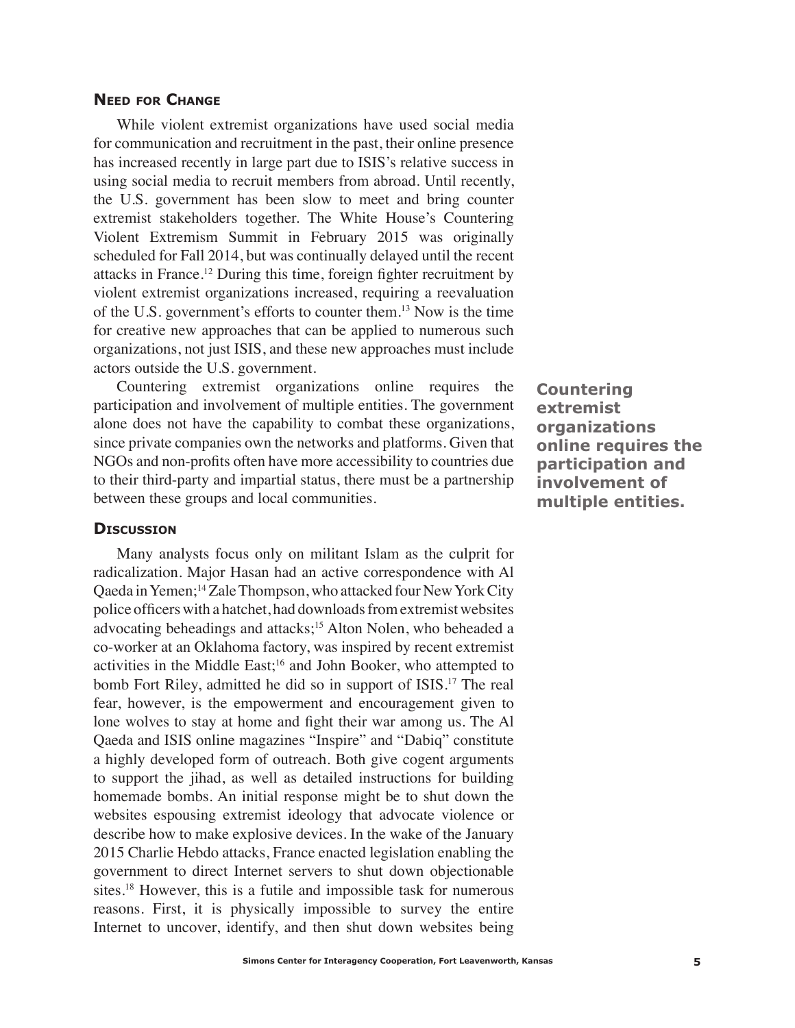## Need for Change

While violent extremist organizations have used social media for communication and recruitment in the past, their online presence has increased recently in large part due to ISIS's relative success in using social media to recruit members from abroad. Until recently, the U.S. government has been slow to meet and bring counter extremist stakeholders together. The White House's Countering Violent Extremism Summit in February 2015 was originally scheduled for Fall 2014, but was continually delayed until the recent attacks in France.[12] During this time, foreign fighter recruitment by violent extremist organizations increased, requiring a reevaluation of the U.S. government's efforts to counter them.[13] Now is the time for creative new approaches that can be applied to numerous such organizations, not just ISIS, and these new approaches must include actors outside the U.S. government.

Countering extremist organizations online requires the participation and involvement of multiple entities. The government alone does not have the capability to combat these organizations, since private companies own the networks and platforms. Given that NGOs and non-profits often have more accessibility to countries due to their third-party and impartial status, there must be a partnership between these groups and local communities.

**Countering extremist organizations online requires the participation and involvement of multiple entities.**

## Discussion

Many analysts focus only on militant Islam as the culprit for radicalization. Major Hasan had an active correspondence with Al Qaeda in Yemen;[14] Zale Thompson, who attacked four New York City police officers with a hatchet, had downloads from extremist websites advocating beheadings and attacks;[15] Alton Nolen, who beheaded a co-worker at an Oklahoma factory, was inspired by recent extremist activities in the Middle East;[16] and John Booker, who attempted to bomb Fort Riley, admitted he did so in support of ISIS.[17] The real fear, however, is the empowerment and encouragement given to lone wolves to stay at home and fight their war among us. The Al Qaeda and ISIS online magazines "Inspire" and "Dabiq" constitute a highly developed form of outreach. Both give cogent arguments to support the jihad, as well as detailed instructions for building homemade bombs. An initial response might be to shut down the websites espousing extremist ideology that advocate violence or describe how to make explosive devices. In the wake of the January 2015 Charlie Hebdo attacks, France enacted legislation enabling the government to direct Internet servers to shut down objectionable sites.[18] However, this is a futile and impossible task for numerous reasons. First, it is physically impossible to survey the entire Internet to uncover, identify, and then shut down websites being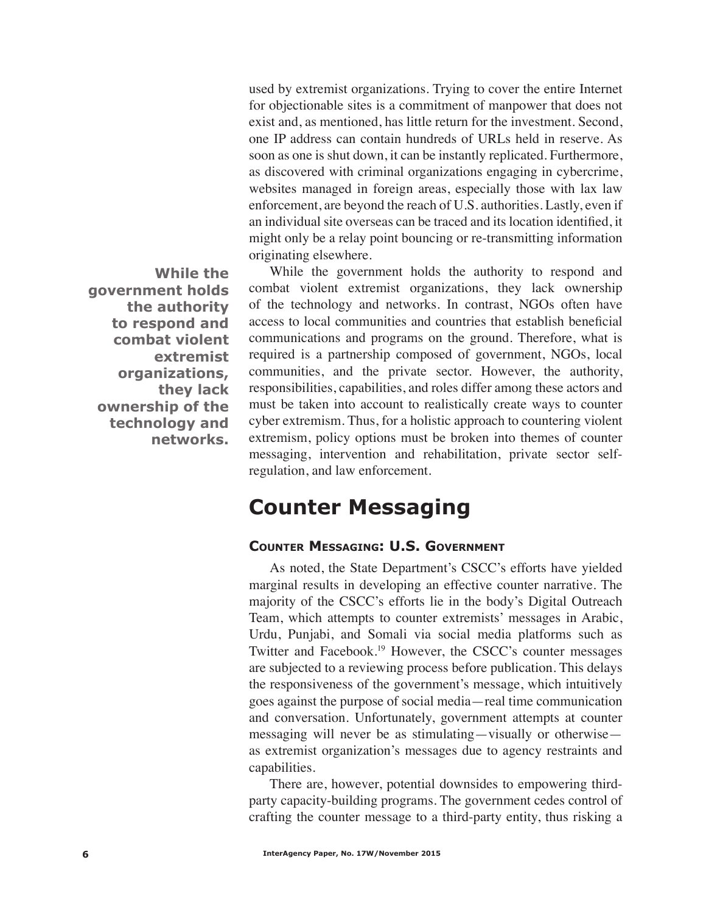used by extremist organizations. Trying to cover the entire Internet for objectionable sites is a commitment of manpower that does not exist and, as mentioned, has little return for the investment. Second, one IP address can contain hundreds of URLs held in reserve. As soon as one is shut down, it can be instantly replicated. Furthermore, as discovered with criminal organizations engaging in cybercrime, websites managed in foreign areas, especially those with lax law enforcement, are beyond the reach of U.S. authorities. Lastly, even if an individual site overseas can be traced and its location identified, it might only be a relay point bouncing or re-transmitting information originating elsewhere.

**While the government holds the authority to respond and combat violent extremist organizations, they lack ownership of the technology and networks.**

While the government holds the authority to respond and combat violent extremist organizations, they lack ownership of the technology and networks. In contrast, NGOs often have access to local communities and countries that establish beneficial communications and programs on the ground. Therefore, what is required is a partnership composed of government, NGOs, local communities, and the private sector. However, the authority, responsibilities, capabilities, and roles differ among these actors and must be taken into account to realistically create ways to counter cyber extremism. Thus, for a holistic approach to countering violent extremism, policy options must be broken into themes of counter messaging, intervention and rehabilitation, private sector self-regulation, and law enforcement.

## Counter Messaging

### Counter Messaging: U.S. Government

As noted, the State Department's CSCC's efforts have yielded marginal results in developing an effective counter narrative. The majority of the CSCC's efforts lie in the body's Digital Outreach Team, which attempts to counter extremists' messages in Arabic, Urdu, Punjabi, and Somali via social media platforms such as Twitter and Facebook.[19] However, the CSCC's counter messages are subjected to a reviewing process before publication. This delays the responsiveness of the government's message, which intuitively goes against the purpose of social media—real time communication and conversation. Unfortunately, government attempts at counter messaging will never be as stimulating—visually or otherwise—as extremist organization's messages due to agency restraints and capabilities.

There are, however, potential downsides to empowering third-party capacity-building programs. The government cedes control of crafting the counter message to a third-party entity, thus risking a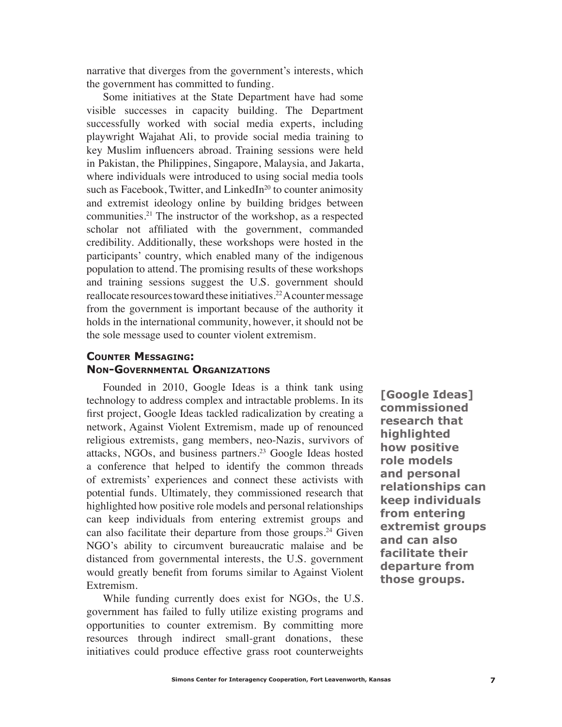narrative that diverges from the government's interests, which the government has committed to funding.

Some initiatives at the State Department have had some visible successes in capacity building. The Department successfully worked with social media experts, including playwright Wajahat Ali, to provide social media training to key Muslim influencers abroad. Training sessions were held in Pakistan, the Philippines, Singapore, Malaysia, and Jakarta, where individuals were introduced to using social media tools such as Facebook, Twitter, and LinkedIn[20] to counter animosity and extremist ideology online by building bridges between communities.[21] The instructor of the workshop, as a respected scholar not affiliated with the government, commanded credibility. Additionally, these workshops were hosted in the participants' country, which enabled many of the indigenous population to attend. The promising results of these workshops and training sessions suggest the U.S. government should reallocate resources toward these initiatives.[22] A counter message from the government is important because of the authority it holds in the international community, however, it should not be the sole message used to counter violent extremism.

## Counter Messaging: Non-Governmental Organizations

Founded in 2010, Google Ideas is a think tank using technology to address complex and intractable problems. In its first project, Google Ideas tackled radicalization by creating a network, Against Violent Extremism, made up of renounced religious extremists, gang members, neo-Nazis, survivors of attacks, NGOs, and business partners.[23] Google Ideas hosted a conference that helped to identify the common threads of extremists' experiences and connect these activists with potential funds. Ultimately, they commissioned research that highlighted how positive role models and personal relationships can keep individuals from entering extremist groups and can also facilitate their departure from those groups.[24] Given NGO's ability to circumvent bureaucratic malaise and be distanced from governmental interests, the U.S. government would greatly benefit from forums similar to Against Violent Extremism.

**[Google Ideas] commissioned research that highlighted how positive role models and personal relationships can keep individuals from entering extremist groups and can also facilitate their departure from those groups.**

While funding currently does exist for NGOs, the U.S. government has failed to fully utilize existing programs and opportunities to counter extremism. By committing more resources through indirect small-grant donations, these initiatives could produce effective grass root counterweights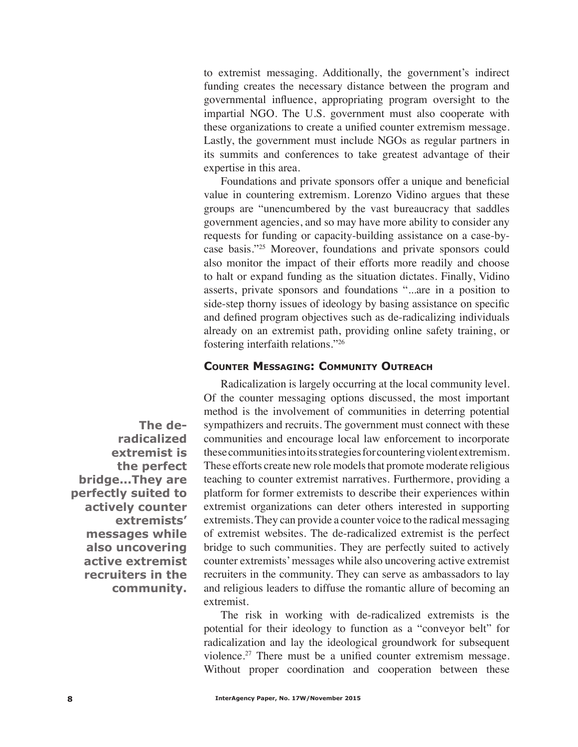to extremist messaging. Additionally, the government's indirect funding creates the necessary distance between the program and governmental influence, appropriating program oversight to the impartial NGO. The U.S. government must also cooperate with these organizations to create a unified counter extremism message. Lastly, the government must include NGOs as regular partners in its summits and conferences to take greatest advantage of their expertise in this area.

Foundations and private sponsors offer a unique and beneficial value in countering extremism. Lorenzo Vidino argues that these groups are "unencumbered by the vast bureaucracy that saddles government agencies, and so may have more ability to consider any requests for funding or capacity-building assistance on a case-by-case basis."[25] Moreover, foundations and private sponsors could also monitor the impact of their efforts more readily and choose to halt or expand funding as the situation dictates. Finally, Vidino asserts, private sponsors and foundations "...are in a position to side-step thorny issues of ideology by basing assistance on specific and defined program objectives such as de-radicalizing individuals already on an extremist path, providing online safety training, or fostering interfaith relations."[26]

### Counter Messaging: Community Outreach

Radicalization is largely occurring at the local community level. Of the counter messaging options discussed, the most important method is the involvement of communities in deterring potential sympathizers and recruits. The government must connect with these communities and encourage local law enforcement to incorporate these communities into its strategies for countering violent extremism. These efforts create new role models that promote moderate religious teaching to counter extremist narratives. Furthermore, providing a platform for former extremists to describe their experiences within extremist organizations can deter others interested in supporting extremists. They can provide a counter voice to the radical messaging of extremist websites. The de-radicalized extremist is the perfect bridge to such communities. They are perfectly suited to actively counter extremists' messages while also uncovering active extremist recruiters in the community. They can serve as ambassadors to lay and religious leaders to diffuse the romantic allure of becoming an extremist.

**The de-radicalized extremist is the perfect bridge...They are perfectly suited to actively counter extremists' messages while also uncovering active extremist recruiters in the community.**

The risk in working with de-radicalized extremists is the potential for their ideology to function as a "conveyor belt" for radicalization and lay the ideological groundwork for subsequent violence.[27] There must be a unified counter extremism message. Without proper coordination and cooperation between these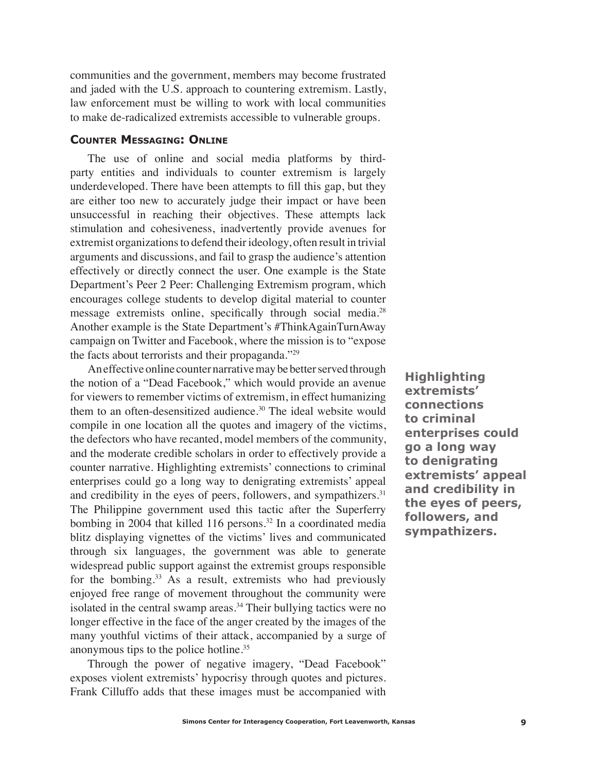communities and the government, members may become frustrated and jaded with the U.S. approach to countering extremism. Lastly, law enforcement must be willing to work with local communities to make de-radicalized extremists accessible to vulnerable groups.

### Counter Messaging: Online

The use of online and social media platforms by third-party entities and individuals to counter extremism is largely underdeveloped. There have been attempts to fill this gap, but they are either too new to accurately judge their impact or have been unsuccessful in reaching their objectives. These attempts lack stimulation and cohesiveness, inadvertently provide avenues for extremist organizations to defend their ideology, often result in trivial arguments and discussions, and fail to grasp the audience's attention effectively or directly connect the user. One example is the State Department's Peer 2 Peer: Challenging Extremism program, which encourages college students to develop digital material to counter message extremists online, specifically through social media.[28] Another example is the State Department's #ThinkAgainTurnAway campaign on Twitter and Facebook, where the mission is to "expose the facts about terrorists and their propaganda."[29]

An effective online counter narrative may be better served through the notion of a "Dead Facebook," which would provide an avenue for viewers to remember victims of extremism, in effect humanizing them to an often-desensitized audience.[30] The ideal website would compile in one location all the quotes and imagery of the victims, the defectors who have recanted, model members of the community, and the moderate credible scholars in order to effectively provide a counter narrative. Highlighting extremists' connections to criminal enterprises could go a long way to denigrating extremists' appeal and credibility in the eyes of peers, followers, and sympathizers.[31] The Philippine government used this tactic after the Superferry bombing in 2004 that killed 116 persons.[32] In a coordinated media blitz displaying vignettes of the victims' lives and communicated through six languages, the government was able to generate widespread public support against the extremist groups responsible for the bombing.[33] As a result, extremists who had previously enjoyed free range of movement throughout the community were isolated in the central swamp areas.[34] Their bullying tactics were no longer effective in the face of the anger created by the images of the many youthful victims of their attack, accompanied by a surge of anonymous tips to the police hotline.[35]

**Highlighting extremists' connections to criminal enterprises could go a long way to denigrating extremists' appeal and credibility in the eyes of peers, followers, and sympathizers.**

Through the power of negative imagery, "Dead Facebook" exposes violent extremists' hypocrisy through quotes and pictures. Frank Cilluffo adds that these images must be accompanied with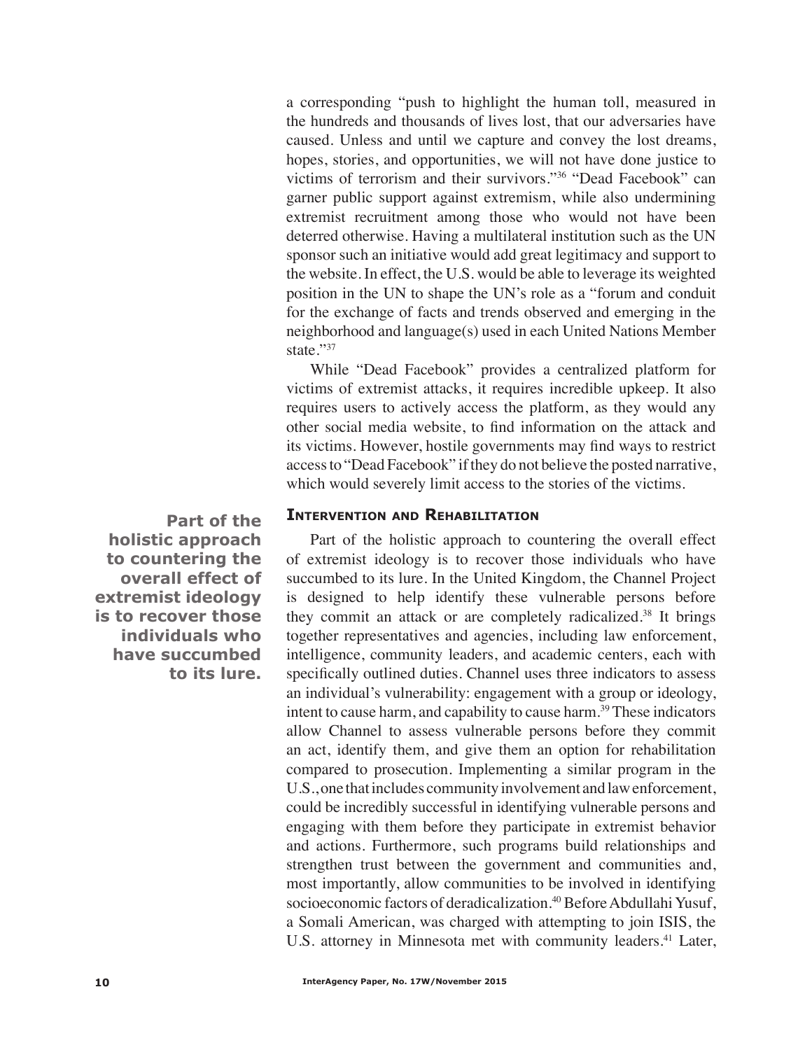a corresponding "push to highlight the human toll, measured in the hundreds and thousands of lives lost, that our adversaries have caused. Unless and until we capture and convey the lost dreams, hopes, stories, and opportunities, we will not have done justice to victims of terrorism and their survivors."[36] "Dead Facebook" can garner public support against extremism, while also undermining extremist recruitment among those who would not have been deterred otherwise. Having a multilateral institution such as the UN sponsor such an initiative would add great legitimacy and support to the website. In effect, the U.S. would be able to leverage its weighted position in the UN to shape the UN's role as a "forum and conduit for the exchange of facts and trends observed and emerging in the neighborhood and language(s) used in each United Nations Member state."[37]

While "Dead Facebook" provides a centralized platform for victims of extremist attacks, it requires incredible upkeep. It also requires users to actively access the platform, as they would any other social media website, to find information on the attack and its victims. However, hostile governments may find ways to restrict access to "Dead Facebook" if they do not believe the posted narrative, which would severely limit access to the stories of the victims.

### Intervention and Rehabilitation

**Part of the holistic approach to countering the overall effect of extremist ideology is to recover those individuals who have succumbed to its lure.**

Part of the holistic approach to countering the overall effect of extremist ideology is to recover those individuals who have succumbed to its lure. In the United Kingdom, the Channel Project is designed to help identify these vulnerable persons before they commit an attack or are completely radicalized.[38] It brings together representatives and agencies, including law enforcement, intelligence, community leaders, and academic centers, each with specifically outlined duties. Channel uses three indicators to assess an individual's vulnerability: engagement with a group or ideology, intent to cause harm, and capability to cause harm.[39] These indicators allow Channel to assess vulnerable persons before they commit an act, identify them, and give them an option for rehabilitation compared to prosecution. Implementing a similar program in the U.S., one that includes community involvement and law enforcement, could be incredibly successful in identifying vulnerable persons and engaging with them before they participate in extremist behavior and actions. Furthermore, such programs build relationships and strengthen trust between the government and communities and, most importantly, allow communities to be involved in identifying socioeconomic factors of deradicalization.[40] Before Abdullahi Yusuf, a Somali American, was charged with attempting to join ISIS, the U.S. attorney in Minnesota met with community leaders.[41] Later,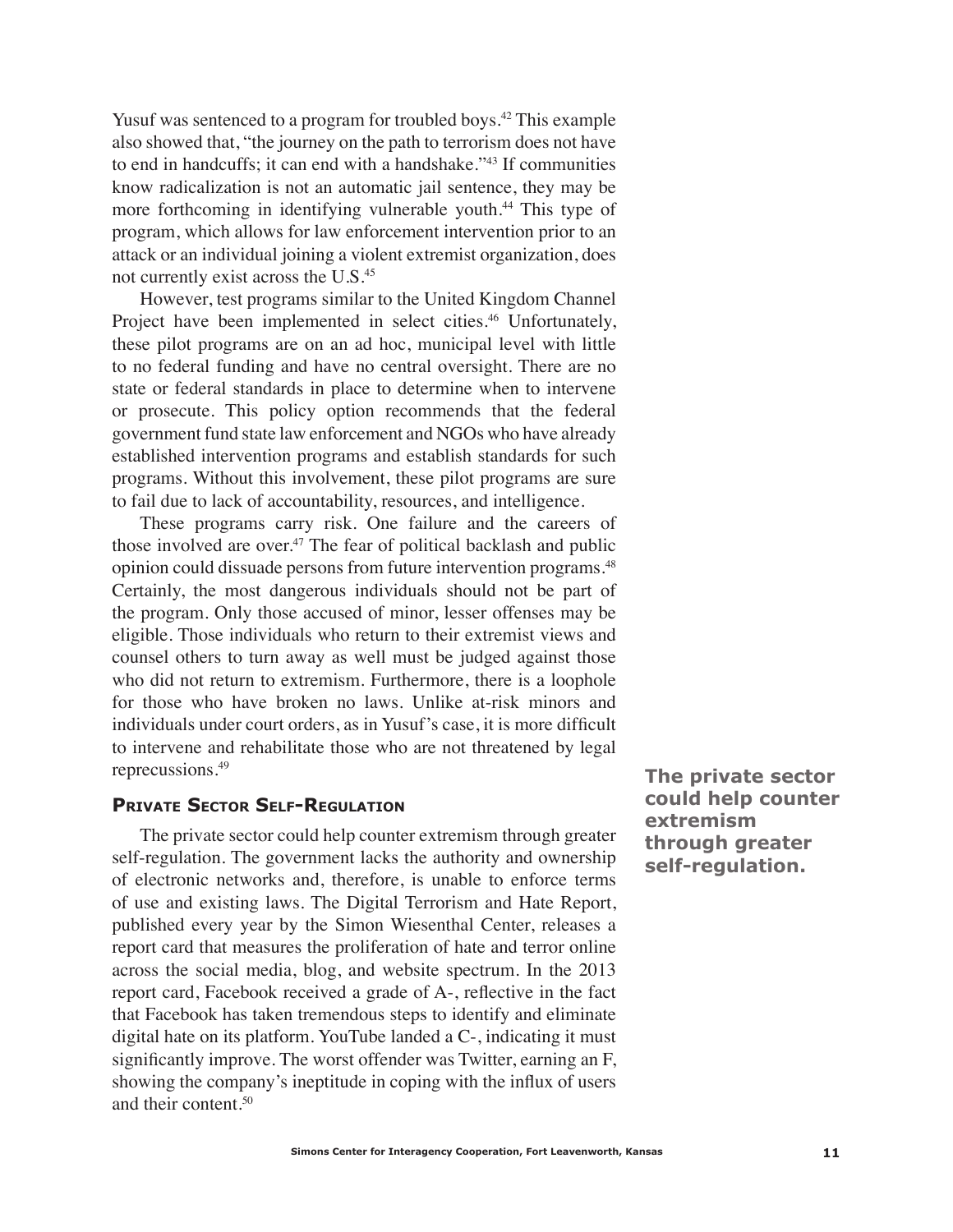Yusuf was sentenced to a program for troubled boys.[42] This example also showed that, "the journey on the path to terrorism does not have to end in handcuffs; it can end with a handshake."[43] If communities know radicalization is not an automatic jail sentence, they may be more forthcoming in identifying vulnerable youth.[44] This type of program, which allows for law enforcement intervention prior to an attack or an individual joining a violent extremist organization, does not currently exist across the U.S.[45]

However, test programs similar to the United Kingdom Channel Project have been implemented in select cities.[46] Unfortunately, these pilot programs are on an ad hoc, municipal level with little to no federal funding and have no central oversight. There are no state or federal standards in place to determine when to intervene or prosecute. This policy option recommends that the federal government fund state law enforcement and NGOs who have already established intervention programs and establish standards for such programs. Without this involvement, these pilot programs are sure to fail due to lack of accountability, resources, and intelligence.

These programs carry risk. One failure and the careers of those involved are over.[47] The fear of political backlash and public opinion could dissuade persons from future intervention programs.[48] Certainly, the most dangerous individuals should not be part of the program. Only those accused of minor, lesser offenses may be eligible. Those individuals who return to their extremist views and counsel others to turn away as well must be judged against those who did not return to extremism. Furthermore, there is a loophole for those who have broken no laws. Unlike at-risk minors and individuals under court orders, as in Yusuf's case, it is more difficult to intervene and rehabilitate those who are not threatened by legal reprecussions.[49]

### Private Sector Self-Regulation

The private sector could help counter extremism through greater self-regulation. The government lacks the authority and ownership of electronic networks and, therefore, is unable to enforce terms of use and existing laws. The Digital Terrorism and Hate Report, published every year by the Simon Wiesenthal Center, releases a report card that measures the proliferation of hate and terror online across the social media, blog, and website spectrum. In the 2013 report card, Facebook received a grade of A-, reflective in the fact that Facebook has taken tremendous steps to identify and eliminate digital hate on its platform. YouTube landed a C-, indicating it must significantly improve. The worst offender was Twitter, earning an F, showing the company's ineptitude in coping with the influx of users and their content.[50]

**The private sector could help counter extremism through greater self-regulation.**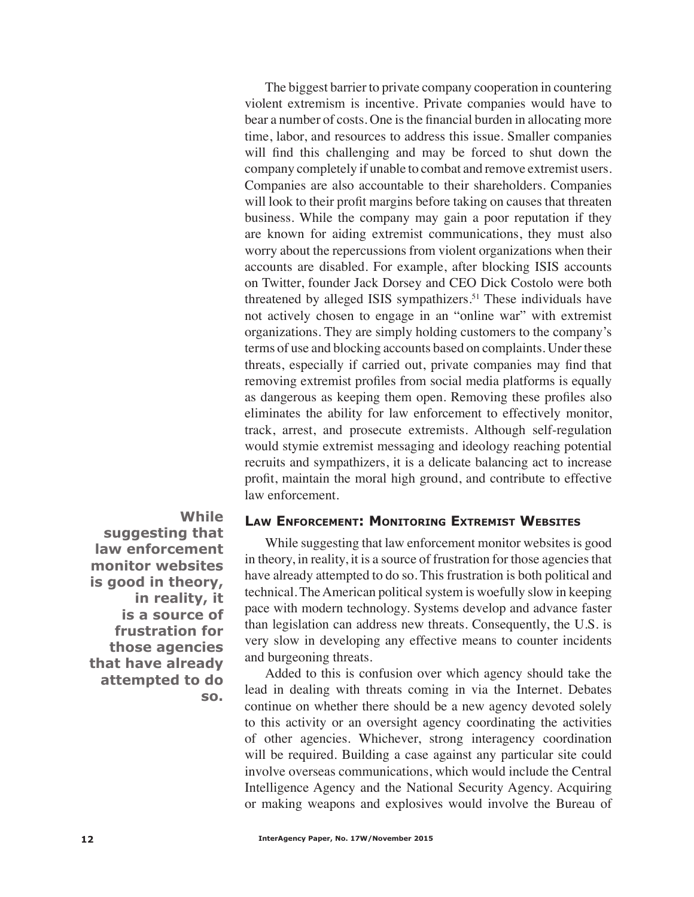The biggest barrier to private company cooperation in countering violent extremism is incentive. Private companies would have to bear a number of costs. One is the financial burden in allocating more time, labor, and resources to address this issue. Smaller companies will find this challenging and may be forced to shut down the company completely if unable to combat and remove extremist users. Companies are also accountable to their shareholders. Companies will look to their profit margins before taking on causes that threaten business. While the company may gain a poor reputation if they are known for aiding extremist communications, they must also worry about the repercussions from violent organizations when their accounts are disabled. For example, after blocking ISIS accounts on Twitter, founder Jack Dorsey and CEO Dick Costolo were both threatened by alleged ISIS sympathizers.[51] These individuals have not actively chosen to engage in an "online war" with extremist organizations. They are simply holding customers to the company's terms of use and blocking accounts based on complaints. Under these threats, especially if carried out, private companies may find that removing extremist profiles from social media platforms is equally as dangerous as keeping them open. Removing these profiles also eliminates the ability for law enforcement to effectively monitor, track, arrest, and prosecute extremists. Although self-regulation would stymie extremist messaging and ideology reaching potential recruits and sympathizers, it is a delicate balancing act to increase profit, maintain the moral high ground, and contribute to effective law enforcement.

## Law Enforcement: Monitoring Extremist Websites

**While suggesting that law enforcement monitor websites is good in theory, in reality, it is a source of frustration for those agencies that have already attempted to do so.**

While suggesting that law enforcement monitor websites is good in theory, in reality, it is a source of frustration for those agencies that have already attempted to do so. This frustration is both political and technical. The American political system is woefully slow in keeping pace with modern technology. Systems develop and advance faster than legislation can address new threats. Consequently, the U.S. is very slow in developing any effective means to counter incidents and burgeoning threats.

Added to this is confusion over which agency should take the lead in dealing with threats coming in via the Internet. Debates continue on whether there should be a new agency devoted solely to this activity or an oversight agency coordinating the activities of other agencies. Whichever, strong interagency coordination will be required. Building a case against any particular site could involve overseas communications, which would include the Central Intelligence Agency and the National Security Agency. Acquiring or making weapons and explosives would involve the Bureau of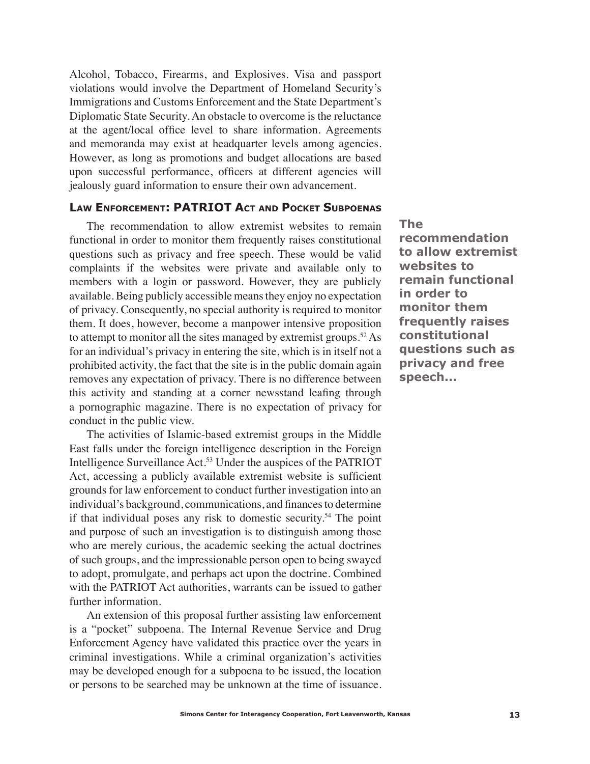Alcohol, Tobacco, Firearms, and Explosives. Visa and passport violations would involve the Department of Homeland Security's Immigrations and Customs Enforcement and the State Department's Diplomatic State Security. An obstacle to overcome is the reluctance at the agent/local office level to share information. Agreements and memoranda may exist at headquarter levels among agencies. However, as long as promotions and budget allocations are based upon successful performance, officers at different agencies will jealously guard information to ensure their own advancement.

### Law Enforcement: PATRIOT Act and Pocket Subpoenas

The recommendation to allow extremist websites to remain functional in order to monitor them frequently raises constitutional questions such as privacy and free speech. These would be valid complaints if the websites were private and available only to members with a login or password. However, they are publicly available. Being publicly accessible means they enjoy no expectation of privacy. Consequently, no special authority is required to monitor them. It does, however, become a manpower intensive proposition to attempt to monitor all the sites managed by extremist groups.[52] As for an individual's privacy in entering the site, which is in itself not a prohibited activity, the fact that the site is in the public domain again removes any expectation of privacy. There is no difference between this activity and standing at a corner newsstand leafing through a pornographic magazine. There is no expectation of privacy for conduct in the public view.

**The recommendation to allow extremist websites to remain functional in order to monitor them frequently raises constitutional questions such as privacy and free speech...**

The activities of Islamic-based extremist groups in the Middle East falls under the foreign intelligence description in the Foreign Intelligence Surveillance Act.[53] Under the auspices of the PATRIOT Act, accessing a publicly available extremist website is sufficient grounds for law enforcement to conduct further investigation into an individual's background, communications, and finances to determine if that individual poses any risk to domestic security.[54] The point and purpose of such an investigation is to distinguish among those who are merely curious, the academic seeking the actual doctrines of such groups, and the impressionable person open to being swayed to adopt, promulgate, and perhaps act upon the doctrine. Combined with the PATRIOT Act authorities, warrants can be issued to gather further information.

An extension of this proposal further assisting law enforcement is a "pocket" subpoena. The Internal Revenue Service and Drug Enforcement Agency have validated this practice over the years in criminal investigations. While a criminal organization's activities may be developed enough for a subpoena to be issued, the location or persons to be searched may be unknown at the time of issuance.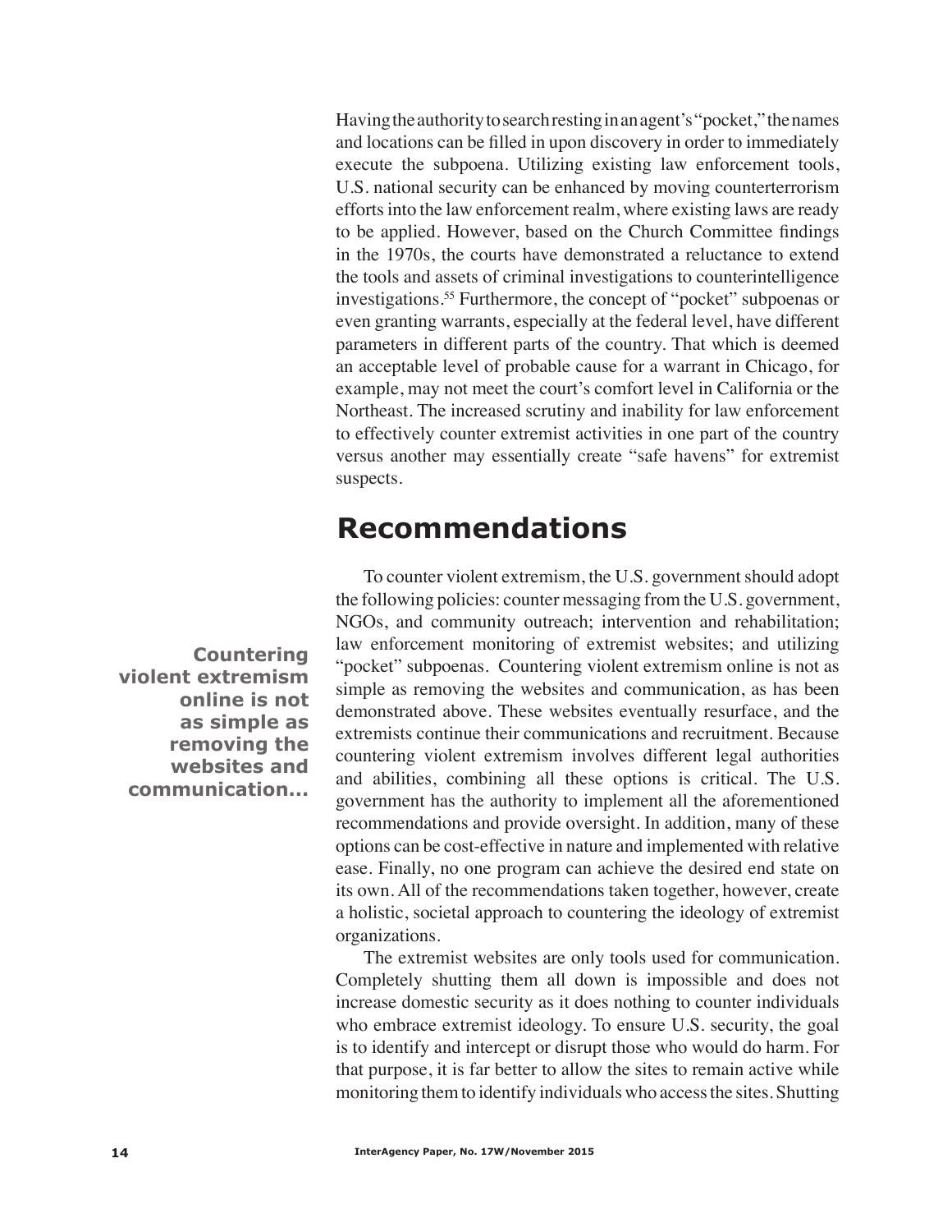Having the authority to search resting in an agent's "pocket," the names and locations can be filled in upon discovery in order to immediately execute the subpoena. Utilizing existing law enforcement tools, U.S. national security can be enhanced by moving counterterrorism efforts into the law enforcement realm, where existing laws are ready to be applied. However, based on the Church Committee findings in the 1970s, the courts have demonstrated a reluctance to extend the tools and assets of criminal investigations to counterintelligence investigations.[55] Furthermore, the concept of "pocket" subpoenas or even granting warrants, especially at the federal level, have different parameters in different parts of the country. That which is deemed an acceptable level of probable cause for a warrant in Chicago, for example, may not meet the court's comfort level in California or the Northeast. The increased scrutiny and inability for law enforcement to effectively counter extremist activities in one part of the country versus another may essentially create "safe havens" for extremist suspects.

## Recommendations

To counter violent extremism, the U.S. government should adopt the following policies: counter messaging from the U.S. government, NGOs, and community outreach; intervention and rehabilitation; law enforcement monitoring of extremist websites; and utilizing "pocket" subpoenas. Countering violent extremism online is not as simple as removing the websites and communication, as has been demonstrated above. These websites eventually resurface, and the extremists continue their communications and recruitment. Because countering violent extremism involves different legal authorities and abilities, combining all these options is critical. The U.S. government has the authority to implement all the aforementioned recommendations and provide oversight. In addition, many of these options can be cost-effective in nature and implemented with relative ease. Finally, no one program can achieve the desired end state on its own. All of the recommendations taken together, however, create a holistic, societal approach to countering the ideology of extremist organizations.

**Countering violent extremism online is not as simple as removing the websites and communication...**

The extremist websites are only tools used for communication. Completely shutting them all down is impossible and does not increase domestic security as it does nothing to counter individuals who embrace extremist ideology. To ensure U.S. security, the goal is to identify and intercept or disrupt those who would do harm. For that purpose, it is far better to allow the sites to remain active while monitoring them to identify individuals who access the sites. Shutting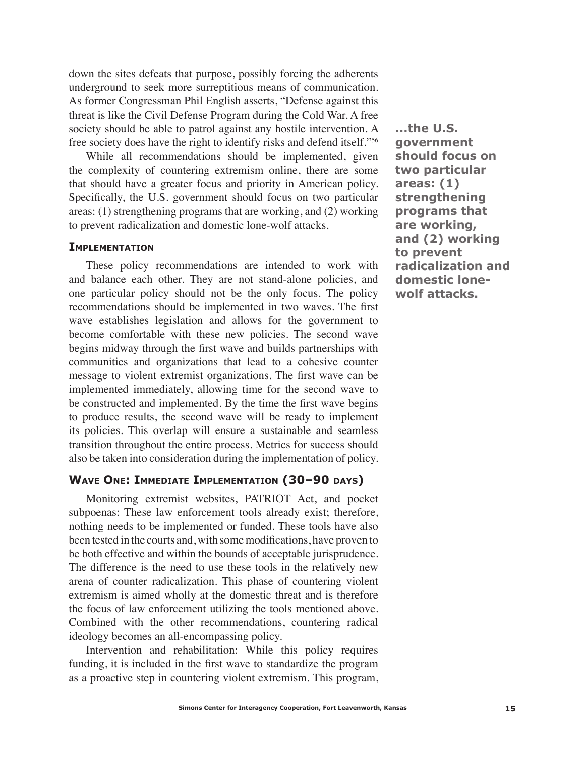down the sites defeats that purpose, possibly forcing the adherents underground to seek more surreptitious means of communication. As former Congressman Phil English asserts, "Defense against this threat is like the Civil Defense Program during the Cold War. A free society should be able to patrol against any hostile intervention. A free society does have the right to identify risks and defend itself."[56]

While all recommendations should be implemented, given the complexity of countering extremism online, there are some that should have a greater focus and priority in American policy. Specifically, the U.S. government should focus on two particular areas: (1) strengthening programs that are working, and (2) working to prevent radicalization and domestic lone-wolf attacks.

**...the U.S. government should focus on two particular areas: (1) strengthening programs that are working, and (2) working to prevent radicalization and domestic lone-wolf attacks.**

### Implementation

These policy recommendations are intended to work with and balance each other. They are not stand-alone policies, and one particular policy should not be the only focus. The policy recommendations should be implemented in two waves. The first wave establishes legislation and allows for the government to become comfortable with these new policies. The second wave begins midway through the first wave and builds partnerships with communities and organizations that lead to a cohesive counter message to violent extremist organizations. The first wave can be implemented immediately, allowing time for the second wave to be constructed and implemented. By the time the first wave begins to produce results, the second wave will be ready to implement its policies. This overlap will ensure a sustainable and seamless transition throughout the entire process. Metrics for success should also be taken into consideration during the implementation of policy.

### Wave One: Immediate Implementation (30–90 days)

Monitoring extremist websites, PATRIOT Act, and pocket subpoenas: These law enforcement tools already exist; therefore, nothing needs to be implemented or funded. These tools have also been tested in the courts and, with some modifications, have proven to be both effective and within the bounds of acceptable jurisprudence. The difference is the need to use these tools in the relatively new arena of counter radicalization. This phase of countering violent extremism is aimed wholly at the domestic threat and is therefore the focus of law enforcement utilizing the tools mentioned above. Combined with the other recommendations, countering radical ideology becomes an all-encompassing policy.

Intervention and rehabilitation: While this policy requires funding, it is included in the first wave to standardize the program as a proactive step in countering violent extremism. This program,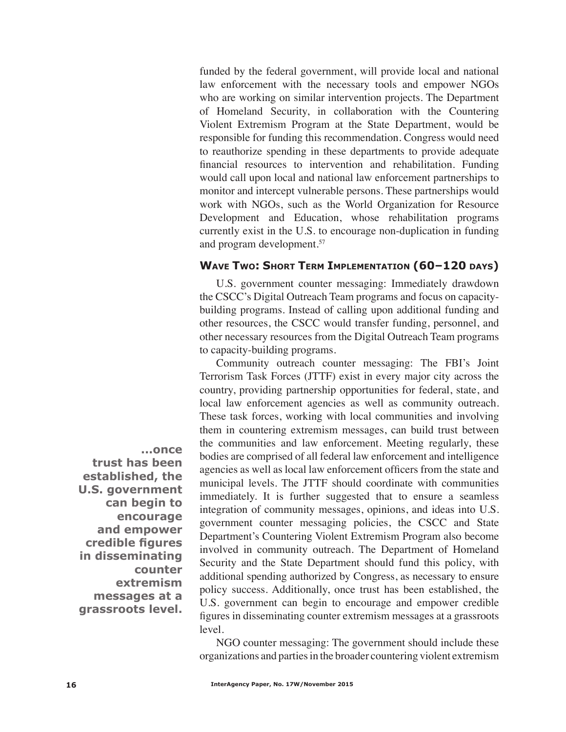funded by the federal government, will provide local and national law enforcement with the necessary tools and empower NGOs who are working on similar intervention projects. The Department of Homeland Security, in collaboration with the Countering Violent Extremism Program at the State Department, would be responsible for funding this recommendation. Congress would need to reauthorize spending in these departments to provide adequate financial resources to intervention and rehabilitation. Funding would call upon local and national law enforcement partnerships to monitor and intercept vulnerable persons. These partnerships would work with NGOs, such as the World Organization for Resource Development and Education, whose rehabilitation programs currently exist in the U.S. to encourage non-duplication in funding and program development.[57]

### Wave Two: Short Term Implementation (60–120 days)

U.S. government counter messaging: Immediately drawdown the CSCC's Digital Outreach Team programs and focus on capacity-building programs. Instead of calling upon additional funding and other resources, the CSCC would transfer funding, personnel, and other necessary resources from the Digital Outreach Team programs to capacity-building programs.

Community outreach counter messaging: The FBI's Joint Terrorism Task Forces (JTTF) exist in every major city across the country, providing partnership opportunities for federal, state, and local law enforcement agencies as well as community outreach. These task forces, working with local communities and involving them in countering extremism messages, can build trust between the communities and law enforcement. Meeting regularly, these bodies are comprised of all federal law enforcement and intelligence agencies as well as local law enforcement officers from the state and municipal levels. The JTTF should coordinate with communities immediately. It is further suggested that to ensure a seamless integration of community messages, opinions, and ideas into U.S. government counter messaging policies, the CSCC and State Department's Countering Violent Extremism Program also become involved in community outreach. The Department of Homeland Security and the State Department should fund this policy, with additional spending authorized by Congress, as necessary to ensure policy success. Additionally, once trust has been established, the U.S. government can begin to encourage and empower credible figures in disseminating counter extremism messages at a grassroots level.

**...once trust has been established, the U.S. government can begin to encourage and empower credible figures in disseminating counter extremism messages at a grassroots level.**

NGO counter messaging: The government should include these organizations and parties in the broader countering violent extremism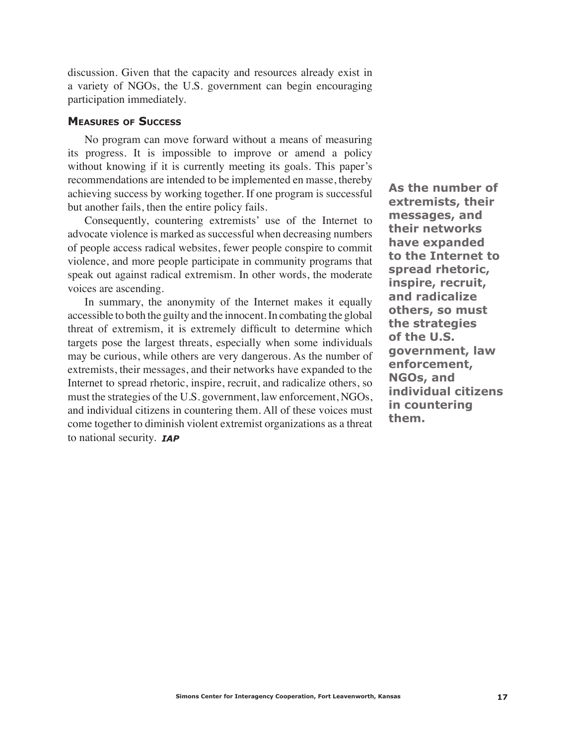discussion. Given that the capacity and resources already exist in a variety of NGOs, the U.S. government can begin encouraging participation immediately.

### Measures of Success

No program can move forward without a means of measuring its progress. It is impossible to improve or amend a policy without knowing if it is currently meeting its goals. This paper's recommendations are intended to be implemented en masse, thereby achieving success by working together. If one program is successful but another fails, then the entire policy fails.

Consequently, countering extremists' use of the Internet to advocate violence is marked as successful when decreasing numbers of people access radical websites, fewer people conspire to commit violence, and more people participate in community programs that speak out against radical extremism. In other words, the moderate voices are ascending.

In summary, the anonymity of the Internet makes it equally accessible to both the guilty and the innocent. In combating the global threat of extremism, it is extremely difficult to determine which targets pose the largest threats, especially when some individuals may be curious, while others are very dangerous. As the number of extremists, their messages, and their networks have expanded to the Internet to spread rhetoric, inspire, recruit, and radicalize others, so must the strategies of the U.S. government, law enforcement, NGOs, and individual citizens in countering them. All of these voices must come together to diminish violent extremist organizations as a threat to national security. ***IAP***

**As the number of extremists, their messages, and their networks have expanded to the Internet to spread rhetoric, inspire, recruit, and radicalize others, so must the strategies of the U.S. government, law enforcement, NGOs, and individual citizens in countering them.**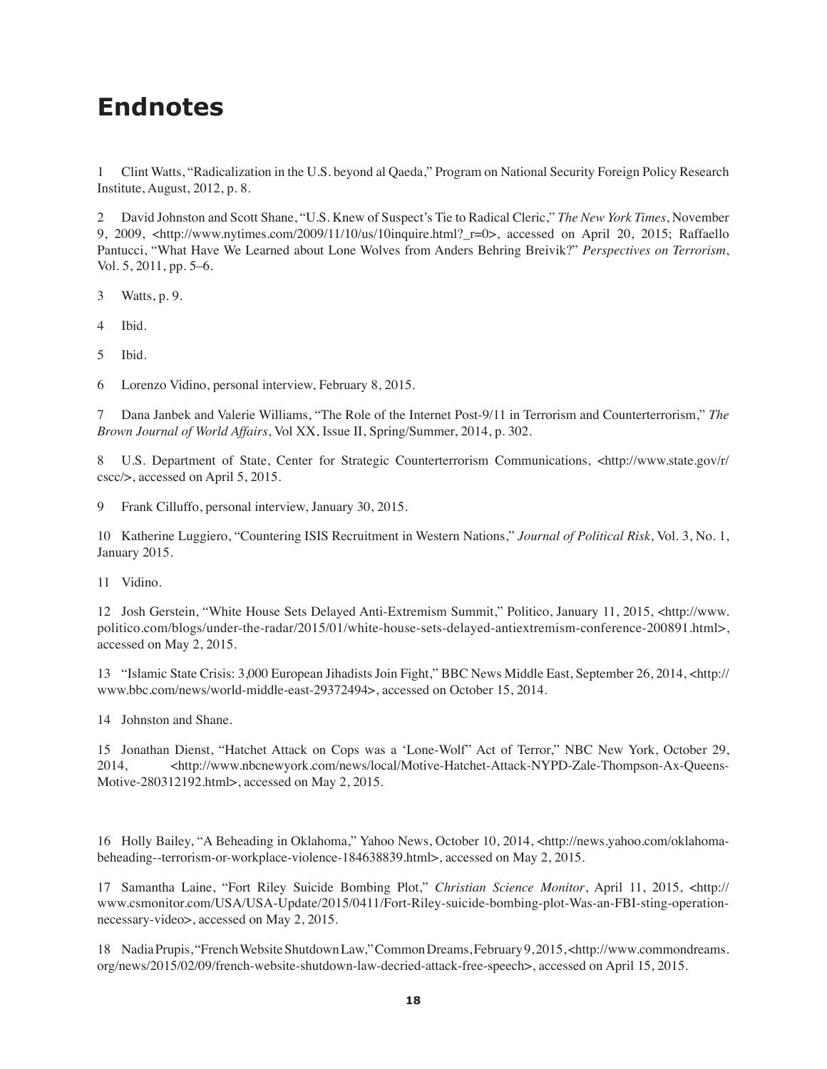# Endnotes

1 Clint Watts, "Radicalization in the U.S. beyond al Qaeda," Program on National Security Foreign Policy Research Institute, August, 2012, p. 8.

2 David Johnston and Scott Shane, "U.S. Knew of Suspect's Tie to Radical Cleric," *The New York Times*, November 9, 2009, <http://www.nytimes.com/2009/11/10/us/10inquire.html?_r=0>, accessed on April 20, 2015; Raffaello Pantucci, "What Have We Learned about Lone Wolves from Anders Behring Breivik?" *Perspectives on Terrorism*, Vol. 5, 2011, pp. 5–6.

3 Watts, p. 9.

4 Ibid.

5 Ibid.

6 Lorenzo Vidino, personal interview, February 8, 2015.

7 Dana Janbek and Valerie Williams, "The Role of the Internet Post-9/11 in Terrorism and Counterterrorism," *The Brown Journal of World Affairs*, Vol XX, Issue II, Spring/Summer, 2014, p. 302.

8 U.S. Department of State, Center for Strategic Counterterrorism Communications, <http://www.state.gov/r/cscc/>, accessed on April 5, 2015.

9 Frank Cilluffo, personal interview, January 30, 2015.

10 Katherine Luggiero, "Countering ISIS Recruitment in Western Nations," *Journal of Political Risk*, Vol. 3, No. 1, January 2015.

11 Vidino.

12 Josh Gerstein, "White House Sets Delayed Anti-Extremism Summit," Politico, January 11, 2015, <http://www.politico.com/blogs/under-the-radar/2015/01/white-house-sets-delayed-antiextremism-conference-200891.html>, accessed on May 2, 2015.

13 "Islamic State Crisis: 3,000 European Jihadists Join Fight," BBC News Middle East, September 26, 2014, <http://www.bbc.com/news/world-middle-east-29372494>, accessed on October 15, 2014.

14 Johnston and Shane.

15 Jonathan Dienst, "Hatchet Attack on Cops was a 'Lone-Wolf" Act of Terror," NBC New York, October 29, 2014, <http://www.nbcnewyork.com/news/local/Motive-Hatchet-Attack-NYPD-Zale-Thompson-Ax-Queens-Motive-280312192.html>, accessed on May 2, 2015.

16 Holly Bailey, "A Beheading in Oklahoma," Yahoo News, October 10, 2014, <http://news.yahoo.com/oklahoma-beheading--terrorism-or-workplace-violence-184638839.html>, accessed on May 2, 2015.

17 Samantha Laine, "Fort Riley Suicide Bombing Plot," *Christian Science Monitor*, April 11, 2015, <http://www.csmonitor.com/USA/USA-Update/2015/0411/Fort-Riley-suicide-bombing-plot-Was-an-FBI-sting-operation-necessary-video>, accessed on May 2, 2015.

18 Nadia Prupis, "French Website Shutdown Law," Common Dreams, February 9, 2015, <http://www.commondreams.org/news/2015/02/09/french-website-shutdown-law-decried-attack-free-speech>, accessed on April 15, 2015.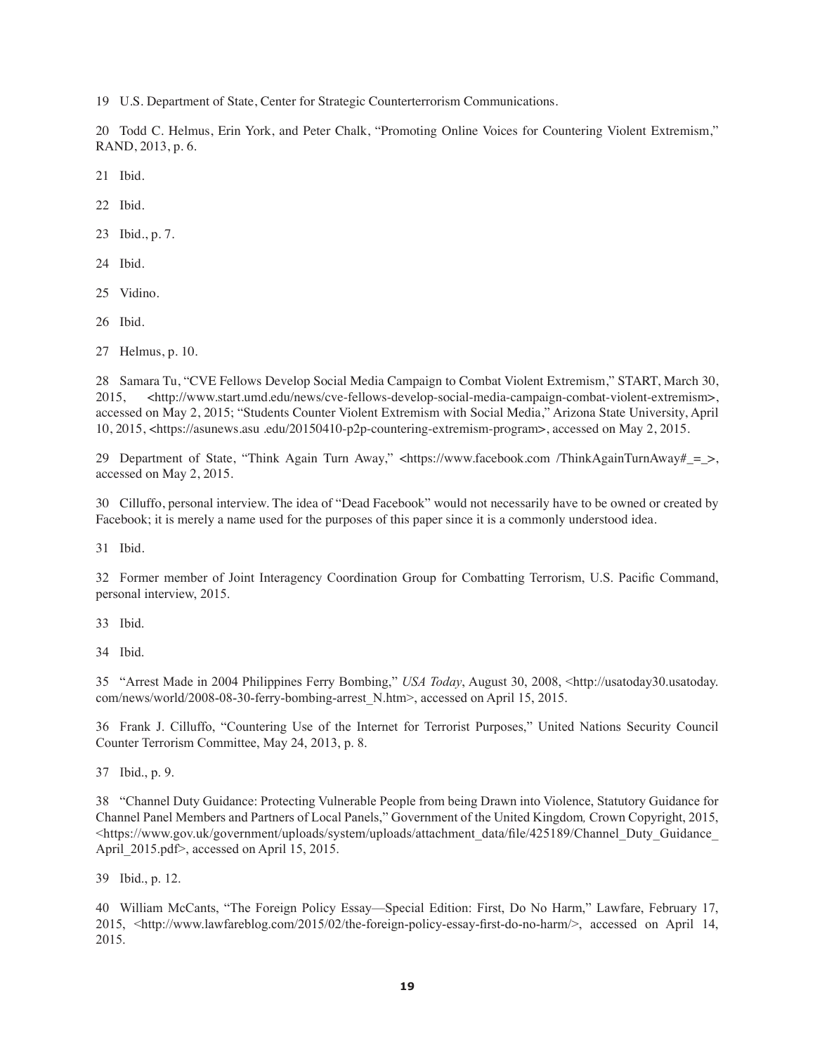19 U.S. Department of State, Center for Strategic Counterterrorism Communications.

20 Todd C. Helmus, Erin York, and Peter Chalk, "Promoting Online Voices for Countering Violent Extremism," RAND, 2013, p. 6.

21 Ibid.

22 Ibid.

23 Ibid., p. 7.

24 Ibid.

25 Vidino.

26 Ibid.

27 Helmus, p. 10.

28 Samara Tu, "CVE Fellows Develop Social Media Campaign to Combat Violent Extremism," START, March 30, 2015, <http://www.start.umd.edu/news/cve-fellows-develop-social-media-campaign-combat-violent-extremism>, accessed on May 2, 2015; "Students Counter Violent Extremism with Social Media," Arizona State University, April 10, 2015, <https://asunews.asu .edu/20150410-p2p-countering-extremism-program>, accessed on May 2, 2015.

29 Department of State, "Think Again Turn Away," <https://www.facebook.com /ThinkAgainTurnAway#_=_>, accessed on May 2, 2015.

30 Cilluffo, personal interview. The idea of "Dead Facebook" would not necessarily have to be owned or created by Facebook; it is merely a name used for the purposes of this paper since it is a commonly understood idea.

31 Ibid.

32 Former member of Joint Interagency Coordination Group for Combatting Terrorism, U.S. Pacific Command, personal interview, 2015.

33 Ibid.

34 Ibid.

35 "Arrest Made in 2004 Philippines Ferry Bombing," *USA Today*, August 30, 2008, <http://usatoday30.usatoday.com/news/world/2008-08-30-ferry-bombing-arrest_N.htm>, accessed on April 15, 2015.

36 Frank J. Cilluffo, "Countering Use of the Internet for Terrorist Purposes," United Nations Security Council Counter Terrorism Committee, May 24, 2013, p. 8.

37 Ibid., p. 9.

38 "Channel Duty Guidance: Protecting Vulnerable People from being Drawn into Violence, Statutory Guidance for Channel Panel Members and Partners of Local Panels," Government of the United Kingdom*,* Crown Copyright, 2015, <https://www.gov.uk/government/uploads/system/uploads/attachment_data/file/425189/Channel_Duty_Guidance_April_2015.pdf>, accessed on April 15, 2015.

39 Ibid., p. 12.

40 William McCants, "The Foreign Policy Essay—Special Edition: First, Do No Harm," Lawfare, February 17, 2015, <http://www.lawfareblog.com/2015/02/the-foreign-policy-essay-first-do-no-harm/>, accessed on April 14, 2015.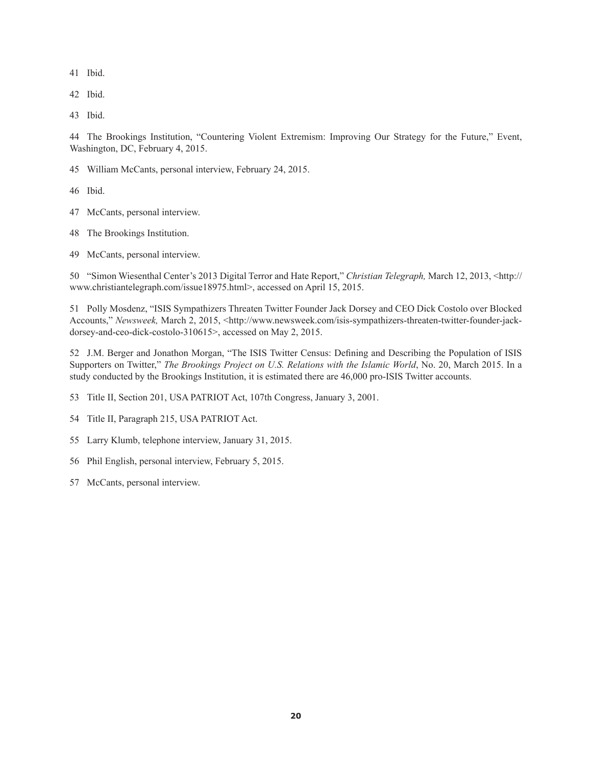41 Ibid.

42 Ibid.

43 Ibid.

44 The Brookings Institution, "Countering Violent Extremism: Improving Our Strategy for the Future," Event, Washington, DC, February 4, 2015.

45 William McCants, personal interview, February 24, 2015.

46 Ibid.

47 McCants, personal interview.

48 The Brookings Institution.

49 McCants, personal interview.

50 "Simon Wiesenthal Center's 2013 Digital Terror and Hate Report," *Christian Telegraph,* March 12, 2013, <http://www.christiantelegraph.com/issue18975.html>, accessed on April 15, 2015.

51 Polly Mosdenz, "ISIS Sympathizers Threaten Twitter Founder Jack Dorsey and CEO Dick Costolo over Blocked Accounts," *Newsweek,* March 2, 2015, <http://www.newsweek.com/isis-sympathizers-threaten-twitter-founder-jack-dorsey-and-ceo-dick-costolo-310615>, accessed on May 2, 2015.

52 J.M. Berger and Jonathon Morgan, "The ISIS Twitter Census: Defining and Describing the Population of ISIS Supporters on Twitter," *The Brookings Project on U.S. Relations with the Islamic World*, No. 20, March 2015. In a study conducted by the Brookings Institution, it is estimated there are 46,000 pro-ISIS Twitter accounts.

53 Title II, Section 201, USA PATRIOT Act, 107th Congress, January 3, 2001.

54 Title II, Paragraph 215, USA PATRIOT Act.

55 Larry Klumb, telephone interview, January 31, 2015.

56 Phil English, personal interview, February 5, 2015.

57 McCants, personal interview.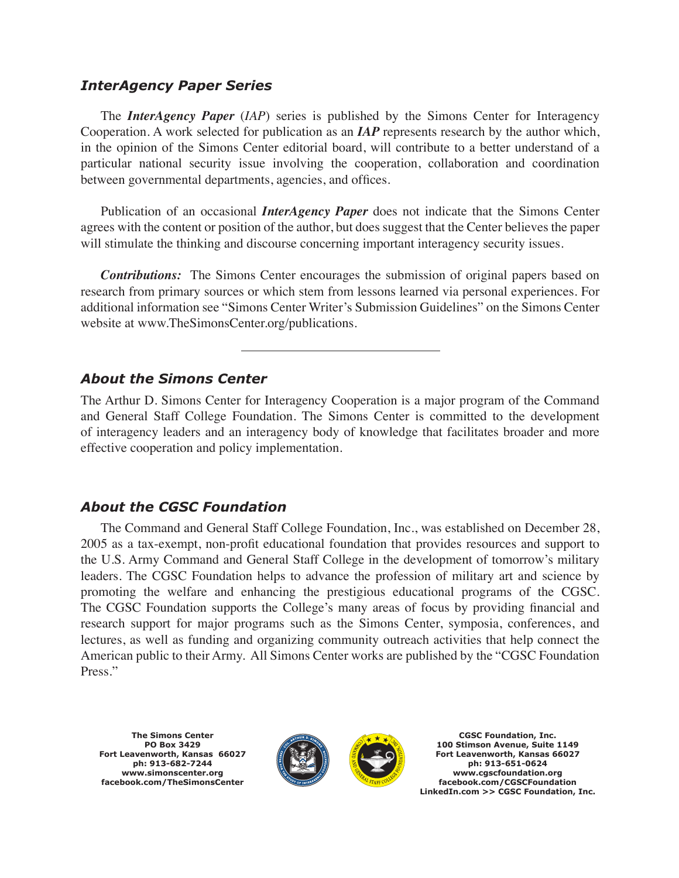## *InterAgency Paper Series*

The ***InterAgency Paper*** (*IAP*) series is published by the Simons Center for Interagency Cooperation. A work selected for publication as an ***IAP*** represents research by the author which, in the opinion of the Simons Center editorial board, will contribute to a better understand of a particular national security issue involving the cooperation, collaboration and coordination between governmental departments, agencies, and offices.

Publication of an occasional ***InterAgency Paper*** does not indicate that the Simons Center agrees with the content or position of the author, but does suggest that the Center believes the paper will stimulate the thinking and discourse concerning important interagency security issues.

***Contributions:*** The Simons Center encourages the submission of original papers based on research from primary sources or which stem from lessons learned via personal experiences. For additional information see "Simons Center Writer's Submission Guidelines" on the Simons Center website at www.TheSimonsCenter.org/publications.

---

## *About the Simons Center*

The Arthur D. Simons Center for Interagency Cooperation is a major program of the Command and General Staff College Foundation. The Simons Center is committed to the development of interagency leaders and an interagency body of knowledge that facilitates broader and more effective cooperation and policy implementation.

## *About the CGSC Foundation*

The Command and General Staff College Foundation, Inc., was established on December 28, 2005 as a tax-exempt, non-profit educational foundation that provides resources and support to the U.S. Army Command and General Staff College in the development of tomorrow's military leaders. The CGSC Foundation helps to advance the profession of military art and science by promoting the welfare and enhancing the prestigious educational programs of the CGSC. The CGSC Foundation supports the College's many areas of focus by providing financial and research support for major programs such as the Simons Center, symposia, conferences, and lectures, as well as funding and organizing community outreach activities that help connect the American public to their Army. All Simons Center works are published by the "CGSC Foundation Press."

**The Simons Center**
**PO Box 3429**
**Fort Leavenworth, Kansas 66027**
**ph: 913-682-7244**
**www.simonscenter.org**
**facebook.com/TheSimonsCenter**

**CGSC Foundation, Inc.**
**100 Stimson Avenue, Suite 1149**
**Fort Leavenworth, Kansas 66027**
**ph: 913-651-0624**
**www.cgscfoundation.org**
**facebook.com/CGSCFoundation**
**LinkedIn.com >> CGSC Foundation, Inc.**